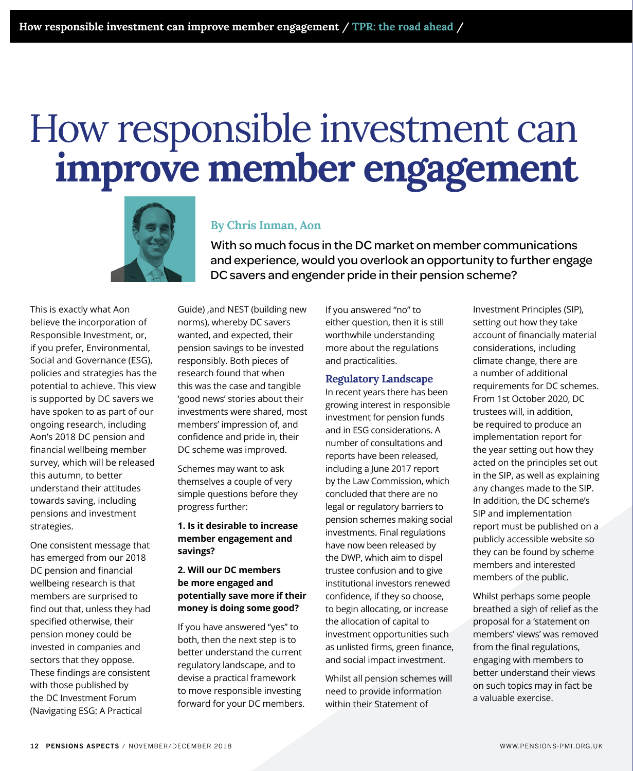# How responsible investment can **improve member engagement**

**By Chris Inman, Aon**

With so much focus in the DC market on member communications and experience, would you overlook an opportunity to further engage DC savers and engender pride in their pension scheme?

This is exactly what Aon believe the incorporation of Responsible Investment, or, if you prefer, Environmental, Social and Governance (ESG), policies and strategies has the potential to achieve. This view is supported by DC savers we have spoken to as part of our ongoing research, including Aon's 2018 DC pension and financial wellbeing member survey, which will be released this autumn, to better understand their attitudes towards saving, including pensions and investment strategies.

One consistent message that has emerged from our 2018 DC pension and financial wellbeing research is that members are surprised to find out that, unless they had specified otherwise, their pension money could be invested in companies and sectors that they oppose. These findings are consistent with those published by the DC Investment Forum (Navigating ESG: A Practical Guide) ,and NEST (building new norms), whereby DC savers wanted, and expected, their pension savings to be invested responsibly. Both pieces of research found that when this was the case and tangible 'good news' stories about their investments were shared, most members' impression of, and confidence and pride in, their DC scheme was improved.

Schemes may want to ask themselves a couple of very simple questions before they progress further:

**1. Is it desirable to increase member engagement and savings?**

**2. Will our DC members be more engaged and potentially save more if their money is doing some good?**

If you have answered "yes" to both, then the next step is to better understand the current regulatory landscape, and to devise a practical framework to move responsible investing forward for your DC members.

If you answered "no" to either question, then it is still worthwhile understanding more about the regulations and practicalities.

## Regulatory Landscape

In recent years there has been growing interest in responsible investment for pension funds and in ESG considerations. A number of consultations and reports have been released, including a June 2017 report by the Law Commission, which concluded that there are no legal or regulatory barriers to pension schemes making social investments. Final regulations have now been released by the DWP, which aim to dispel trustee confusion and to give institutional investors renewed confidence, if they so choose, to begin allocating, or increase the allocation of capital to investment opportunities such as unlisted firms, green finance, and social impact investment.

Whilst all pension schemes will need to provide information within their Statement of Investment Principles (SIP), setting out how they take account of financially material considerations, including climate change, there are a number of additional requirements for DC schemes. From 1st October 2020, DC trustees will, in addition, be required to produce an implementation report for the year setting out how they acted on the principles set out in the SIP, as well as explaining any changes made to the SIP. In addition, the DC scheme's SIP and implementation report must be published on a publicly accessible website so they can be found by scheme members and interested members of the public.

Whilst perhaps some people breathed a sigh of relief as the proposal for a 'statement on members' views' was removed from the final regulations, engaging with members to better understand their views on such topics may in fact be a valuable exercise.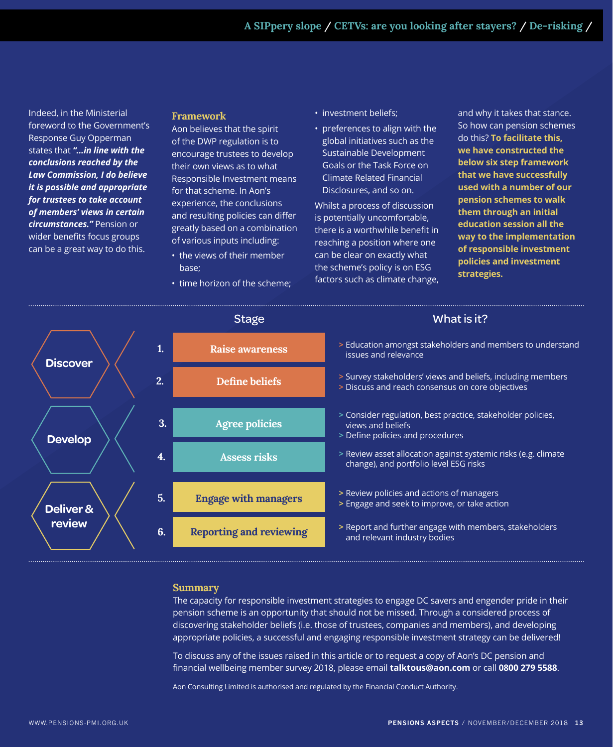Indeed, in the Ministerial foreword to the Government's Response Guy Opperman states that ***"...in line with the conclusions reached by the Law Commission, I do believe it is possible and appropriate for trustees to take account of members' views in certain circumstances."*** Pension or wider benefits focus groups can be a great way to do this.

## Framework

Aon believes that the spirit of the DWP regulation is to encourage trustees to develop their own views as to what Responsible Investment means for that scheme. In Aon's experience, the conclusions and resulting policies can differ greatly based on a combination of various inputs including:

- the views of their member base;
- time horizon of the scheme;
- investment beliefs;
- preferences to align with the global initiatives such as the Sustainable Development Goals or the Task Force on Climate Related Financial Disclosures, and so on.

Whilst a process of discussion is potentially uncomfortable, there is a worthwhile benefit in reaching a position where one can be clear on exactly what the scheme's policy is on ESG factors such as climate change, and why it takes that stance. So how can pension schemes do this? **To facilitate this, we have constructed the below six step framework that we have successfully used with a number of our pension schemes to walk them through an initial education session all the way to the implementation of responsible investment policies and investment strategies.**

| | | Stage | What is it? |
|---|---|---|---|
| Discover | 1. | Raise awareness | > Education amongst stakeholders and members to understand issues and relevance |
| | 2. | Define beliefs | > Survey stakeholders' views and beliefs, including members<br>> Discuss and reach consensus on core objectives |
| Develop | 3. | Agree policies | > Consider regulation, best practice, stakeholder policies, views and beliefs<br>> Define policies and procedures |
| | 4. | Assess risks | > Review asset allocation against systemic risks (e.g. climate change), and portfolio level ESG risks |
| Deliver & review | 5. | Engage with managers | > Review policies and actions of managers<br>> Engage and seek to improve, or take action |
| | 6. | Reporting and reviewing | > Report and further engage with members, stakeholders and relevant industry bodies |

## Summary

The capacity for responsible investment strategies to engage DC savers and engender pride in their pension scheme is an opportunity that should not be missed. Through a considered process of discovering stakeholder beliefs (i.e. those of trustees, companies and members), and developing appropriate policies, a successful and engaging responsible investment strategy can be delivered!

To discuss any of the issues raised in this article or to request a copy of Aon's DC pension and financial wellbeing member survey 2018, please email **talktous@aon.com** or call **0800 279 5588**.

Aon Consulting Limited is authorised and regulated by the Financial Conduct Authority.